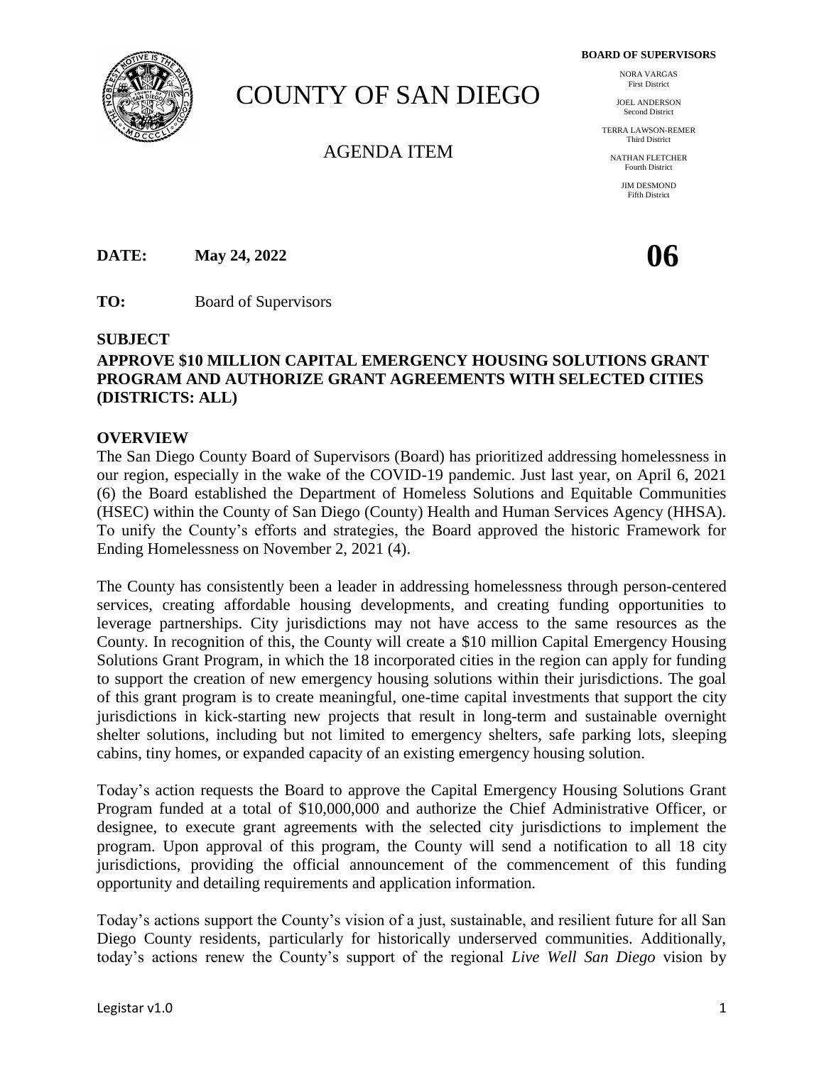# COUNTY OF SAN DIEGO

## AGENDA ITEM

**BOARD OF SUPERVISORS**

NORA VARGAS
First District

JOEL ANDERSON
Second District

TERRA LAWSON-REMER
Third District

NATHAN FLETCHER
Fourth District

JIM DESMOND
Fifth District

**DATE:** **May 24, 2022**

**06**

**TO:** Board of Supervisors

**SUBJECT**

**APPROVE $10 MILLION CAPITAL EMERGENCY HOUSING SOLUTIONS GRANT PROGRAM AND AUTHORIZE GRANT AGREEMENTS WITH SELECTED CITIES (DISTRICTS: ALL)**

**OVERVIEW**

The San Diego County Board of Supervisors (Board) has prioritized addressing homelessness in our region, especially in the wake of the COVID-19 pandemic. Just last year, on April 6, 2021 (6) the Board established the Department of Homeless Solutions and Equitable Communities (HSEC) within the County of San Diego (County) Health and Human Services Agency (HHSA). To unify the County's efforts and strategies, the Board approved the historic Framework for Ending Homelessness on November 2, 2021 (4).

The County has consistently been a leader in addressing homelessness through person-centered services, creating affordable housing developments, and creating funding opportunities to leverage partnerships. City jurisdictions may not have access to the same resources as the County. In recognition of this, the County will create a $10 million Capital Emergency Housing Solutions Grant Program, in which the 18 incorporated cities in the region can apply for funding to support the creation of new emergency housing solutions within their jurisdictions. The goal of this grant program is to create meaningful, one-time capital investments that support the city jurisdictions in kick-starting new projects that result in long-term and sustainable overnight shelter solutions, including but not limited to emergency shelters, safe parking lots, sleeping cabins, tiny homes, or expanded capacity of an existing emergency housing solution.

Today's action requests the Board to approve the Capital Emergency Housing Solutions Grant Program funded at a total of $10,000,000 and authorize the Chief Administrative Officer, or designee, to execute grant agreements with the selected city jurisdictions to implement the program. Upon approval of this program, the County will send a notification to all 18 city jurisdictions, providing the official announcement of the commencement of this funding opportunity and detailing requirements and application information.

Today's actions support the County's vision of a just, sustainable, and resilient future for all San Diego County residents, particularly for historically underserved communities. Additionally, today's actions renew the County's support of the regional *Live Well San Diego* vision by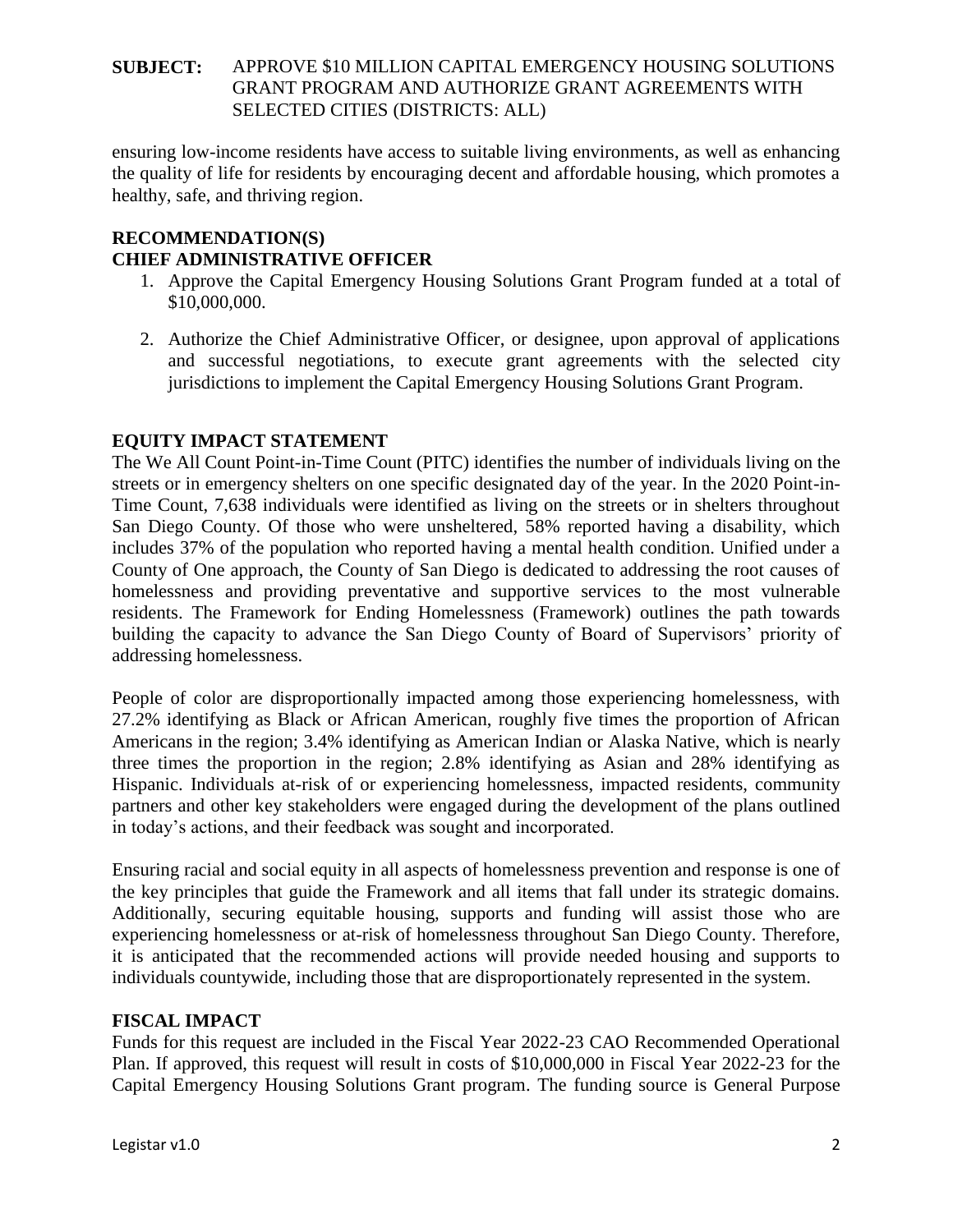**SUBJECT:** APPROVE $10 MILLION CAPITAL EMERGENCY HOUSING SOLUTIONS GRANT PROGRAM AND AUTHORIZE GRANT AGREEMENTS WITH SELECTED CITIES (DISTRICTS: ALL)

ensuring low-income residents have access to suitable living environments, as well as enhancing the quality of life for residents by encouraging decent and affordable housing, which promotes a healthy, safe, and thriving region.

## RECOMMENDATION(S)

## CHIEF ADMINISTRATIVE OFFICER

1. Approve the Capital Emergency Housing Solutions Grant Program funded at a total of $10,000,000.

2. Authorize the Chief Administrative Officer, or designee, upon approval of applications and successful negotiations, to execute grant agreements with the selected city jurisdictions to implement the Capital Emergency Housing Solutions Grant Program.

## EQUITY IMPACT STATEMENT

The We All Count Point-in-Time Count (PITC) identifies the number of individuals living on the streets or in emergency shelters on one specific designated day of the year. In the 2020 Point-in-Time Count, 7,638 individuals were identified as living on the streets or in shelters throughout San Diego County. Of those who were unsheltered, 58% reported having a disability, which includes 37% of the population who reported having a mental health condition. Unified under a County of One approach, the County of San Diego is dedicated to addressing the root causes of homelessness and providing preventative and supportive services to the most vulnerable residents. The Framework for Ending Homelessness (Framework) outlines the path towards building the capacity to advance the San Diego County of Board of Supervisors' priority of addressing homelessness.

People of color are disproportionally impacted among those experiencing homelessness, with 27.2% identifying as Black or African American, roughly five times the proportion of African Americans in the region; 3.4% identifying as American Indian or Alaska Native, which is nearly three times the proportion in the region; 2.8% identifying as Asian and 28% identifying as Hispanic. Individuals at-risk of or experiencing homelessness, impacted residents, community partners and other key stakeholders were engaged during the development of the plans outlined in today's actions, and their feedback was sought and incorporated.

Ensuring racial and social equity in all aspects of homelessness prevention and response is one of the key principles that guide the Framework and all items that fall under its strategic domains. Additionally, securing equitable housing, supports and funding will assist those who are experiencing homelessness or at-risk of homelessness throughout San Diego County. Therefore, it is anticipated that the recommended actions will provide needed housing and supports to individuals countywide, including those that are disproportionately represented in the system.

## FISCAL IMPACT

Funds for this request are included in the Fiscal Year 2022-23 CAO Recommended Operational Plan. If approved, this request will result in costs of $10,000,000 in Fiscal Year 2022-23 for the Capital Emergency Housing Solutions Grant program. The funding source is General Purpose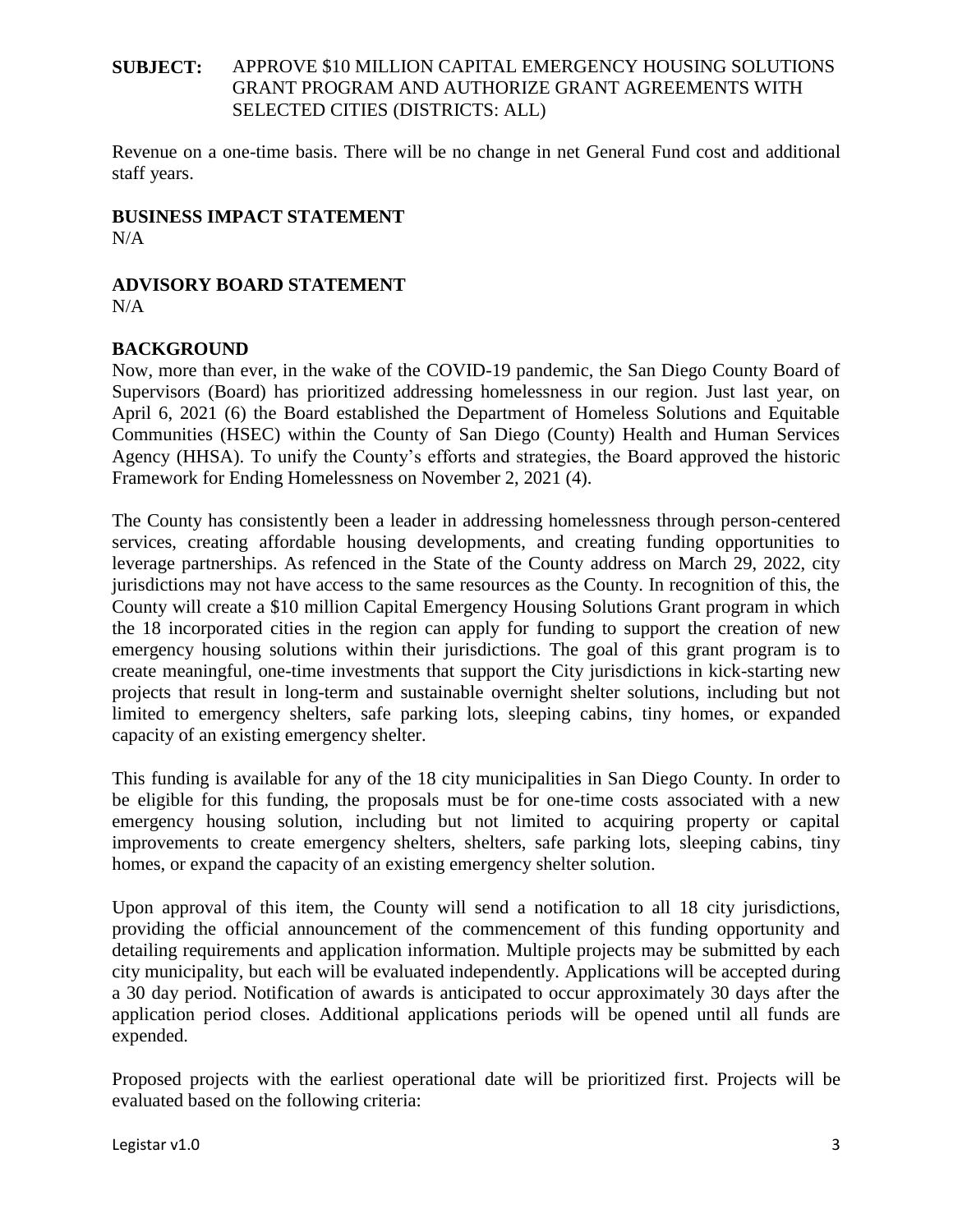**SUBJECT:** APPROVE \$10 MILLION CAPITAL EMERGENCY HOUSING SOLUTIONS GRANT PROGRAM AND AUTHORIZE GRANT AGREEMENTS WITH SELECTED CITIES (DISTRICTS: ALL)

Revenue on a one-time basis. There will be no change in net General Fund cost and additional staff years.

**BUSINESS IMPACT STATEMENT**
N/A

**ADVISORY BOARD STATEMENT**
N/A

**BACKGROUND**
Now, more than ever, in the wake of the COVID-19 pandemic, the San Diego County Board of Supervisors (Board) has prioritized addressing homelessness in our region. Just last year, on April 6, 2021 (6) the Board established the Department of Homeless Solutions and Equitable Communities (HSEC) within the County of San Diego (County) Health and Human Services Agency (HHSA). To unify the County's efforts and strategies, the Board approved the historic Framework for Ending Homelessness on November 2, 2021 (4).

The County has consistently been a leader in addressing homelessness through person-centered services, creating affordable housing developments, and creating funding opportunities to leverage partnerships. As refenced in the State of the County address on March 29, 2022, city jurisdictions may not have access to the same resources as the County. In recognition of this, the County will create a \$10 million Capital Emergency Housing Solutions Grant program in which the 18 incorporated cities in the region can apply for funding to support the creation of new emergency housing solutions within their jurisdictions. The goal of this grant program is to create meaningful, one-time investments that support the City jurisdictions in kick-starting new projects that result in long-term and sustainable overnight shelter solutions, including but not limited to emergency shelters, safe parking lots, sleeping cabins, tiny homes, or expanded capacity of an existing emergency shelter.

This funding is available for any of the 18 city municipalities in San Diego County. In order to be eligible for this funding, the proposals must be for one-time costs associated with a new emergency housing solution, including but not limited to acquiring property or capital improvements to create emergency shelters, shelters, safe parking lots, sleeping cabins, tiny homes, or expand the capacity of an existing emergency shelter solution.

Upon approval of this item, the County will send a notification to all 18 city jurisdictions, providing the official announcement of the commencement of this funding opportunity and detailing requirements and application information. Multiple projects may be submitted by each city municipality, but each will be evaluated independently. Applications will be accepted during a 30 day period. Notification of awards is anticipated to occur approximately 30 days after the application period closes. Additional applications periods will be opened until all funds are expended.

Proposed projects with the earliest operational date will be prioritized first. Projects will be evaluated based on the following criteria: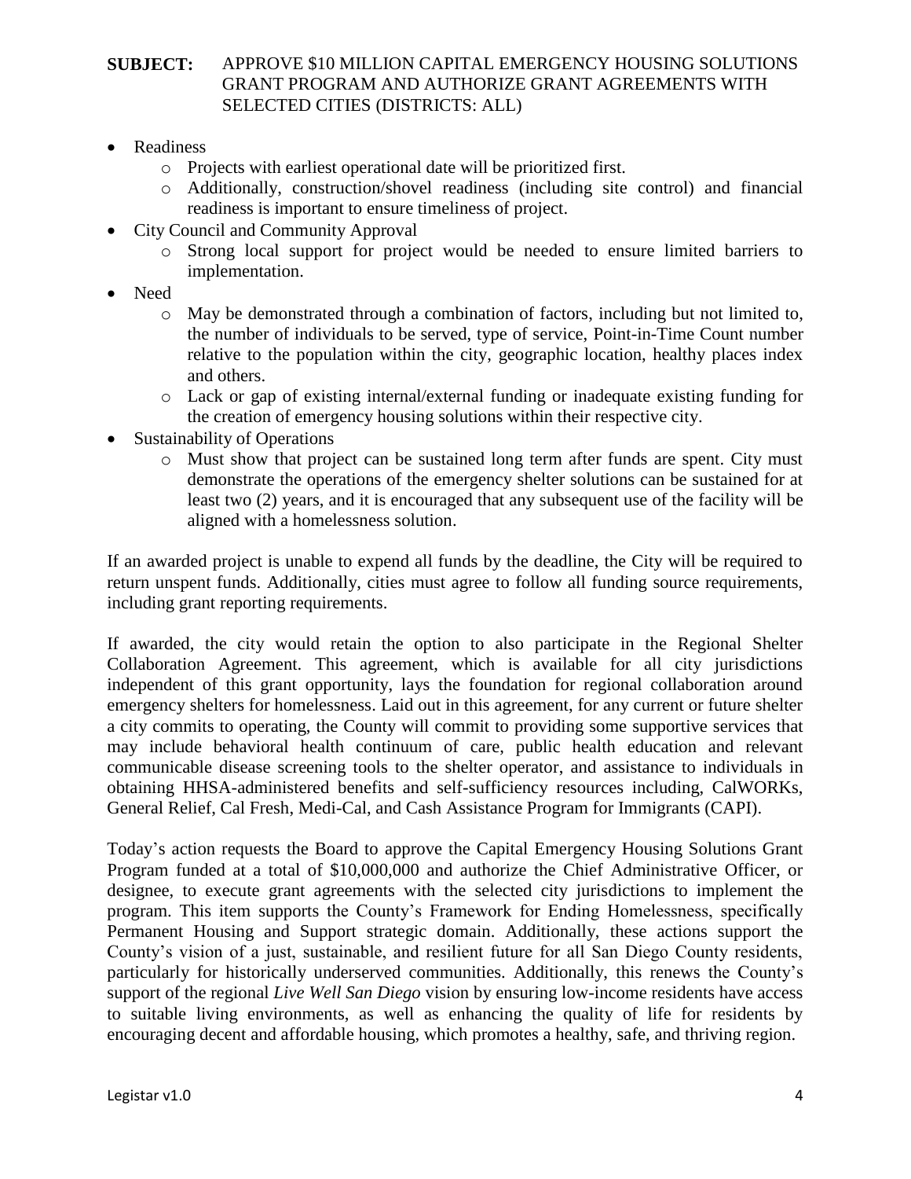**SUBJECT:** APPROVE $10 MILLION CAPITAL EMERGENCY HOUSING SOLUTIONS GRANT PROGRAM AND AUTHORIZE GRANT AGREEMENTS WITH SELECTED CITIES (DISTRICTS: ALL)

- Readiness
  - Projects with earliest operational date will be prioritized first.
  - Additionally, construction/shovel readiness (including site control) and financial readiness is important to ensure timeliness of project.
- City Council and Community Approval
  - Strong local support for project would be needed to ensure limited barriers to implementation.
- Need
  - May be demonstrated through a combination of factors, including but not limited to, the number of individuals to be served, type of service, Point-in-Time Count number relative to the population within the city, geographic location, healthy places index and others.
  - Lack or gap of existing internal/external funding or inadequate existing funding for the creation of emergency housing solutions within their respective city.
- Sustainability of Operations
  - Must show that project can be sustained long term after funds are spent. City must demonstrate the operations of the emergency shelter solutions can be sustained for at least two (2) years, and it is encouraged that any subsequent use of the facility will be aligned with a homelessness solution.

If an awarded project is unable to expend all funds by the deadline, the City will be required to return unspent funds. Additionally, cities must agree to follow all funding source requirements, including grant reporting requirements.

If awarded, the city would retain the option to also participate in the Regional Shelter Collaboration Agreement. This agreement, which is available for all city jurisdictions independent of this grant opportunity, lays the foundation for regional collaboration around emergency shelters for homelessness. Laid out in this agreement, for any current or future shelter a city commits to operating, the County will commit to providing some supportive services that may include behavioral health continuum of care, public health education and relevant communicable disease screening tools to the shelter operator, and assistance to individuals in obtaining HHSA-administered benefits and self-sufficiency resources including, CalWORKs, General Relief, Cal Fresh, Medi-Cal, and Cash Assistance Program for Immigrants (CAPI).

Today's action requests the Board to approve the Capital Emergency Housing Solutions Grant Program funded at a total of $10,000,000 and authorize the Chief Administrative Officer, or designee, to execute grant agreements with the selected city jurisdictions to implement the program. This item supports the County's Framework for Ending Homelessness, specifically Permanent Housing and Support strategic domain. Additionally, these actions support the County's vision of a just, sustainable, and resilient future for all San Diego County residents, particularly for historically underserved communities. Additionally, this renews the County's support of the regional *Live Well San Diego* vision by ensuring low-income residents have access to suitable living environments, as well as enhancing the quality of life for residents by encouraging decent and affordable housing, which promotes a healthy, safe, and thriving region.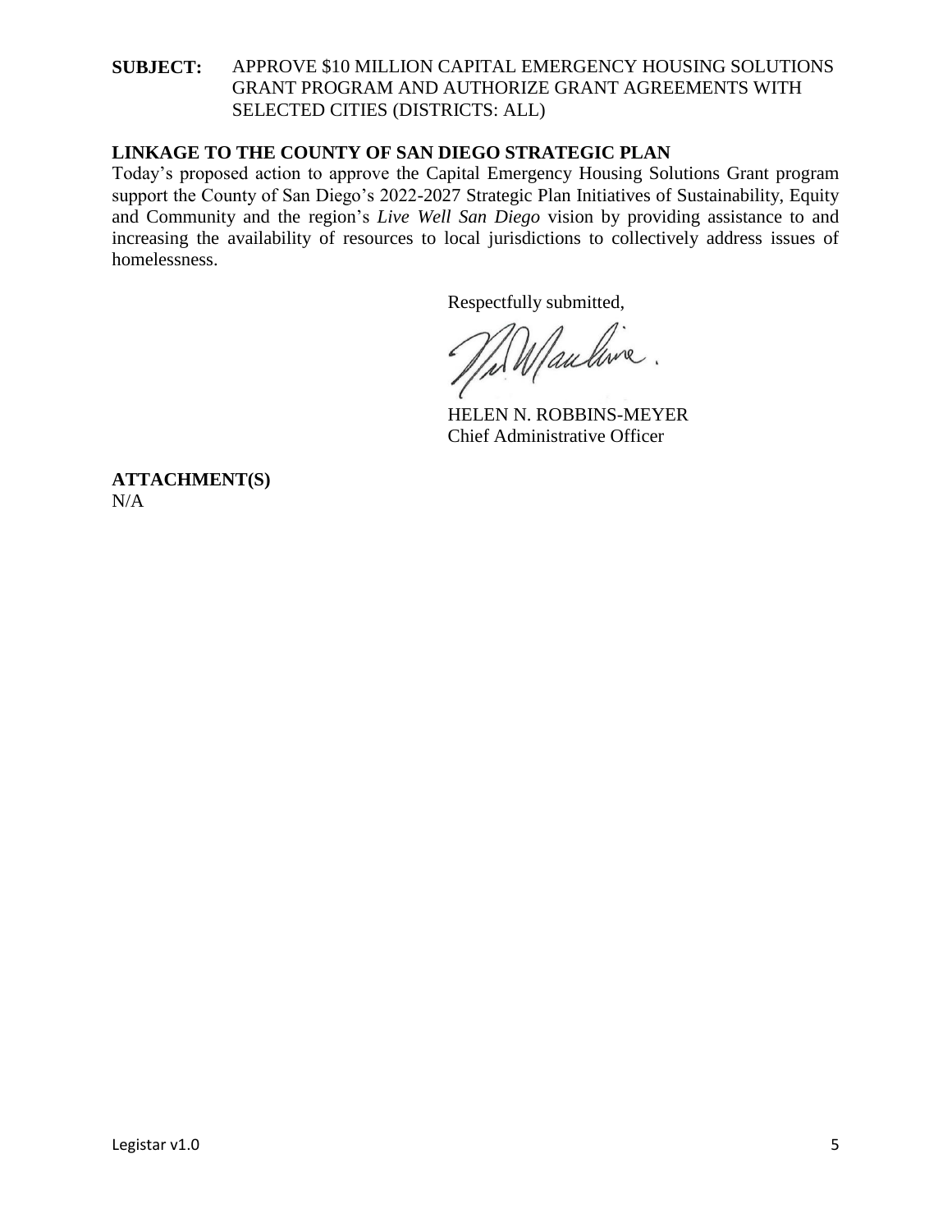**SUBJECT:** APPROVE $10 MILLION CAPITAL EMERGENCY HOUSING SOLUTIONS GRANT PROGRAM AND AUTHORIZE GRANT AGREEMENTS WITH SELECTED CITIES (DISTRICTS: ALL)

**LINKAGE TO THE COUNTY OF SAN DIEGO STRATEGIC PLAN**

Today's proposed action to approve the Capital Emergency Housing Solutions Grant program support the County of San Diego's 2022-2027 Strategic Plan Initiatives of Sustainability, Equity and Community and the region's *Live Well San Diego* vision by providing assistance to and increasing the availability of resources to local jurisdictions to collectively address issues of homelessness.

Respectfully submitted,

HELEN N. ROBBINS-MEYER
Chief Administrative Officer

**ATTACHMENT(S)**
N/A